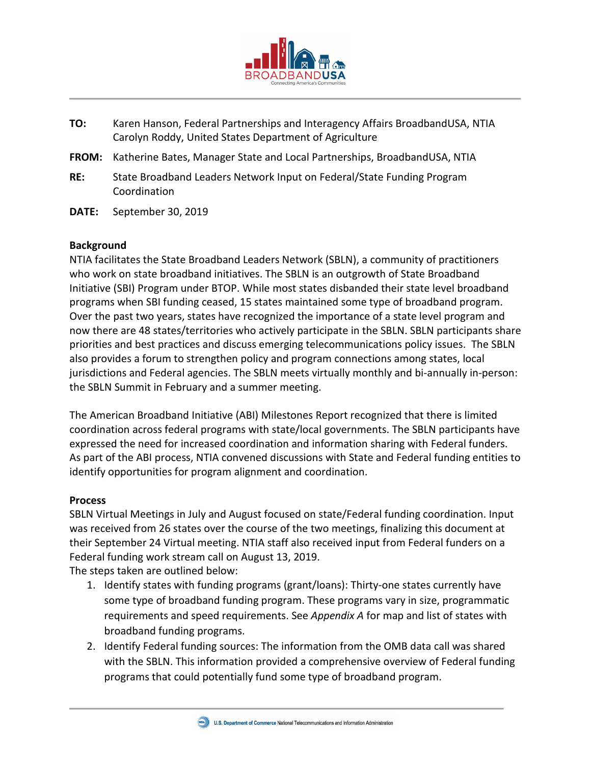BROADBANDUSA
Connecting America's Communities

**TO:** Karen Hanson, Federal Partnerships and Interagency Affairs BroadbandUSA, NTIA
Carolyn Roddy, United States Department of Agriculture

**FROM:** Katherine Bates, Manager State and Local Partnerships, BroadbandUSA, NTIA

**RE:** State Broadband Leaders Network Input on Federal/State Funding Program Coordination

**DATE:** September 30, 2019

**Background**

NTIA facilitates the State Broadband Leaders Network (SBLN), a community of practitioners who work on state broadband initiatives. The SBLN is an outgrowth of State Broadband Initiative (SBI) Program under BTOP. While most states disbanded their state level broadband programs when SBI funding ceased, 15 states maintained some type of broadband program. Over the past two years, states have recognized the importance of a state level program and now there are 48 states/territories who actively participate in the SBLN. SBLN participants share priorities and best practices and discuss emerging telecommunications policy issues. The SBLN also provides a forum to strengthen policy and program connections among states, local jurisdictions and Federal agencies. The SBLN meets virtually monthly and bi-annually in-person: the SBLN Summit in February and a summer meeting.

The American Broadband Initiative (ABI) Milestones Report recognized that there is limited coordination across federal programs with state/local governments. The SBLN participants have expressed the need for increased coordination and information sharing with Federal funders. As part of the ABI process, NTIA convened discussions with State and Federal funding entities to identify opportunities for program alignment and coordination.

**Process**

SBLN Virtual Meetings in July and August focused on state/Federal funding coordination. Input was received from 26 states over the course of the two meetings, finalizing this document at their September 24 Virtual meeting. NTIA staff also received input from Federal funders on a Federal funding work stream call on August 13, 2019.
The steps taken are outlined below:

1. Identify states with funding programs (grant/loans): Thirty-one states currently have some type of broadband funding program. These programs vary in size, programmatic requirements and speed requirements. See *Appendix A* for map and list of states with broadband funding programs.
2. Identify Federal funding sources: The information from the OMB data call was shared with the SBLN. This information provided a comprehensive overview of Federal funding programs that could potentially fund some type of broadband program.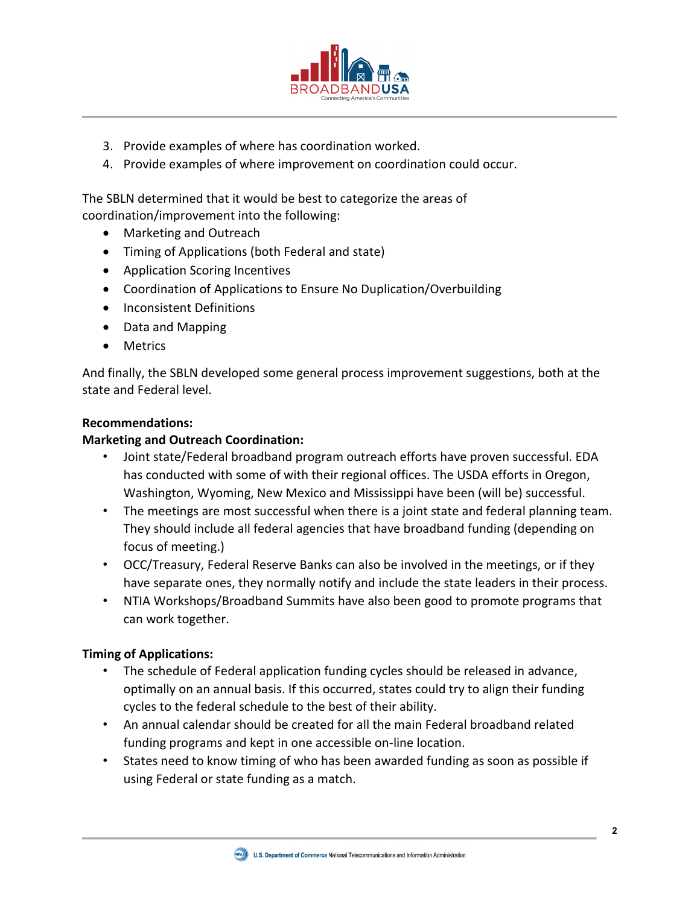3. Provide examples of where has coordination worked.
4. Provide examples of where improvement on coordination could occur.

The SBLN determined that it would be best to categorize the areas of coordination/improvement into the following:

- Marketing and Outreach
- Timing of Applications (both Federal and state)
- Application Scoring Incentives
- Coordination of Applications to Ensure No Duplication/Overbuilding
- Inconsistent Definitions
- Data and Mapping
- Metrics

And finally, the SBLN developed some general process improvement suggestions, both at the state and Federal level.

**Recommendations:**

**Marketing and Outreach Coordination:**

- Joint state/Federal broadband program outreach efforts have proven successful. EDA has conducted with some of with their regional offices. The USDA efforts in Oregon, Washington, Wyoming, New Mexico and Mississippi have been (will be) successful.
- The meetings are most successful when there is a joint state and federal planning team. They should include all federal agencies that have broadband funding (depending on focus of meeting.)
- OCC/Treasury, Federal Reserve Banks can also be involved in the meetings, or if they have separate ones, they normally notify and include the state leaders in their process.
- NTIA Workshops/Broadband Summits have also been good to promote programs that can work together.

**Timing of Applications:**

- The schedule of Federal application funding cycles should be released in advance, optimally on an annual basis. If this occurred, states could try to align their funding cycles to the federal schedule to the best of their ability.
- An annual calendar should be created for all the main Federal broadband related funding programs and kept in one accessible on-line location.
- States need to know timing of who has been awarded funding as soon as possible if using Federal or state funding as a match.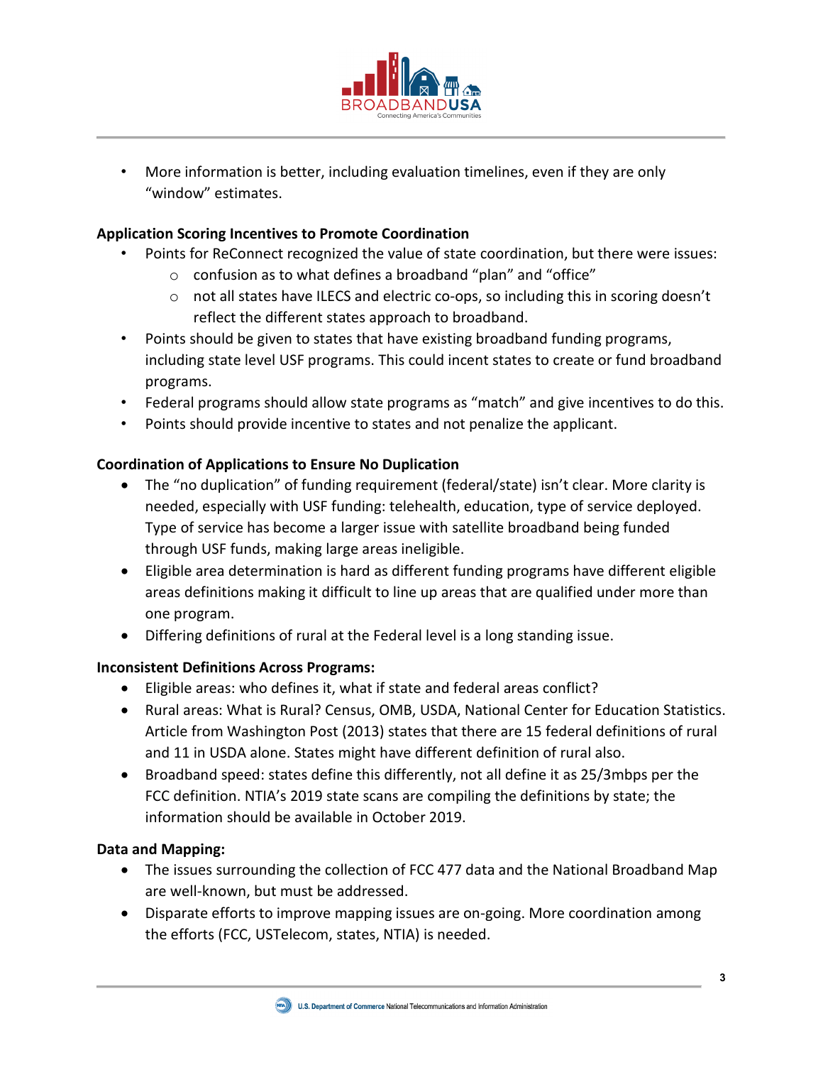- More information is better, including evaluation timelines, even if they are only "window" estimates.

**Application Scoring Incentives to Promote Coordination**

- Points for ReConnect recognized the value of state coordination, but there were issues:
  - confusion as to what defines a broadband "plan" and "office"
  - not all states have ILECS and electric co-ops, so including this in scoring doesn't reflect the different states approach to broadband.
- Points should be given to states that have existing broadband funding programs, including state level USF programs. This could incent states to create or fund broadband programs.
- Federal programs should allow state programs as "match" and give incentives to do this.
- Points should provide incentive to states and not penalize the applicant.

**Coordination of Applications to Ensure No Duplication**

- The "no duplication" of funding requirement (federal/state) isn't clear. More clarity is needed, especially with USF funding: telehealth, education, type of service deployed. Type of service has become a larger issue with satellite broadband being funded through USF funds, making large areas ineligible.
- Eligible area determination is hard as different funding programs have different eligible areas definitions making it difficult to line up areas that are qualified under more than one program.
- Differing definitions of rural at the Federal level is a long standing issue.

**Inconsistent Definitions Across Programs:**

- Eligible areas: who defines it, what if state and federal areas conflict?
- Rural areas: What is Rural? Census, OMB, USDA, National Center for Education Statistics. Article from Washington Post (2013) states that there are 15 federal definitions of rural and 11 in USDA alone. States might have different definition of rural also.
- Broadband speed: states define this differently, not all define it as 25/3mbps per the FCC definition. NTIA's 2019 state scans are compiling the definitions by state; the information should be available in October 2019.

**Data and Mapping:**

- The issues surrounding the collection of FCC 477 data and the National Broadband Map are well-known, but must be addressed.
- Disparate efforts to improve mapping issues are on-going. More coordination among the efforts (FCC, USTelecom, states, NTIA) is needed.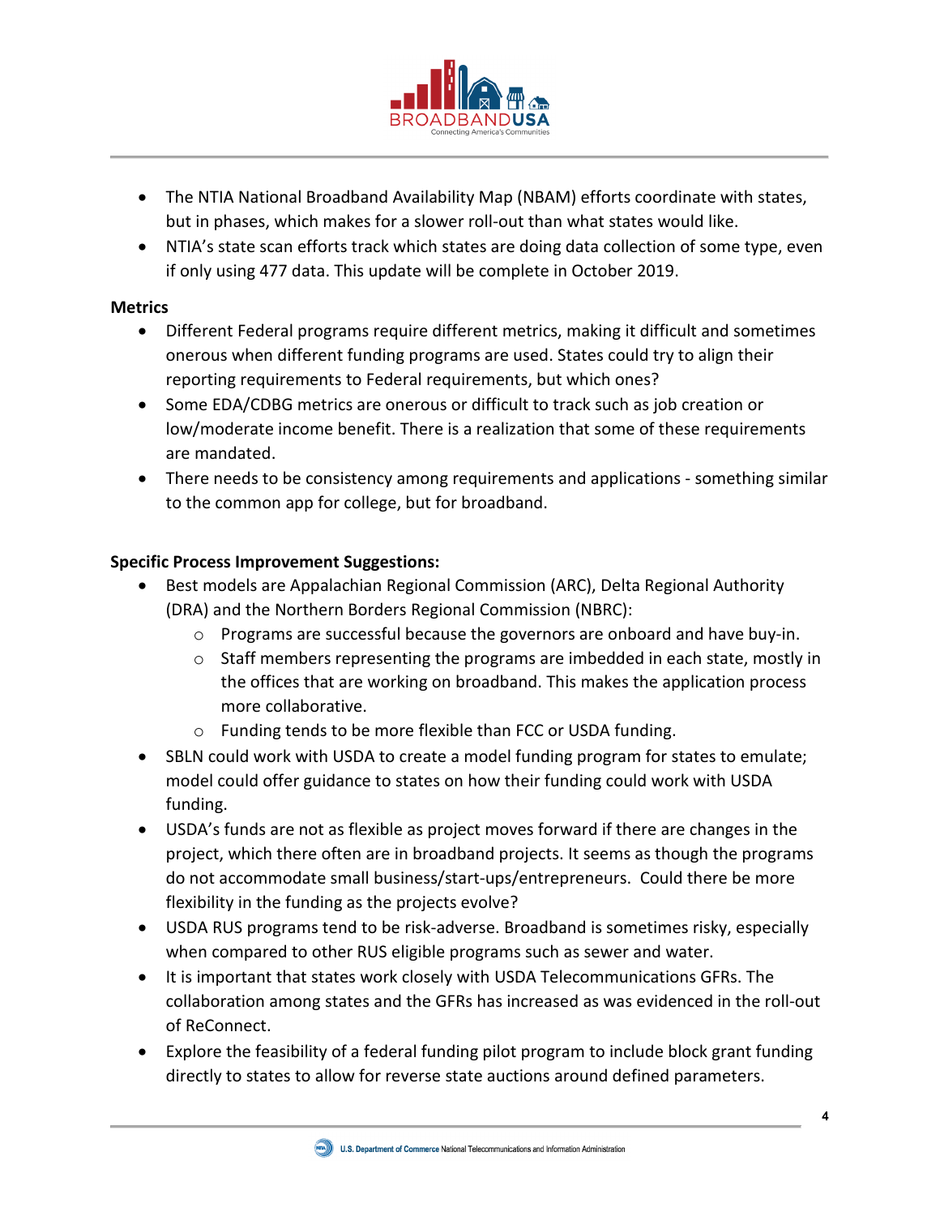- The NTIA National Broadband Availability Map (NBAM) efforts coordinate with states, but in phases, which makes for a slower roll-out than what states would like.
- NTIA's state scan efforts track which states are doing data collection of some type, even if only using 477 data. This update will be complete in October 2019.

**Metrics**

- Different Federal programs require different metrics, making it difficult and sometimes onerous when different funding programs are used. States could try to align their reporting requirements to Federal requirements, but which ones?
- Some EDA/CDBG metrics are onerous or difficult to track such as job creation or low/moderate income benefit. There is a realization that some of these requirements are mandated.
- There needs to be consistency among requirements and applications - something similar to the common app for college, but for broadband.

**Specific Process Improvement Suggestions:**

- Best models are Appalachian Regional Commission (ARC), Delta Regional Authority (DRA) and the Northern Borders Regional Commission (NBRC):
    - Programs are successful because the governors are onboard and have buy-in.
    - Staff members representing the programs are imbedded in each state, mostly in the offices that are working on broadband. This makes the application process more collaborative.
    - Funding tends to be more flexible than FCC or USDA funding.
- SBLN could work with USDA to create a model funding program for states to emulate; model could offer guidance to states on how their funding could work with USDA funding.
- USDA's funds are not as flexible as project moves forward if there are changes in the project, which there often are in broadband projects. It seems as though the programs do not accommodate small business/start-ups/entrepreneurs. Could there be more flexibility in the funding as the projects evolve?
- USDA RUS programs tend to be risk-adverse. Broadband is sometimes risky, especially when compared to other RUS eligible programs such as sewer and water.
- It is important that states work closely with USDA Telecommunications GFRs. The collaboration among states and the GFRs has increased as was evidenced in the roll-out of ReConnect.
- Explore the feasibility of a federal funding pilot program to include block grant funding directly to states to allow for reverse state auctions around defined parameters.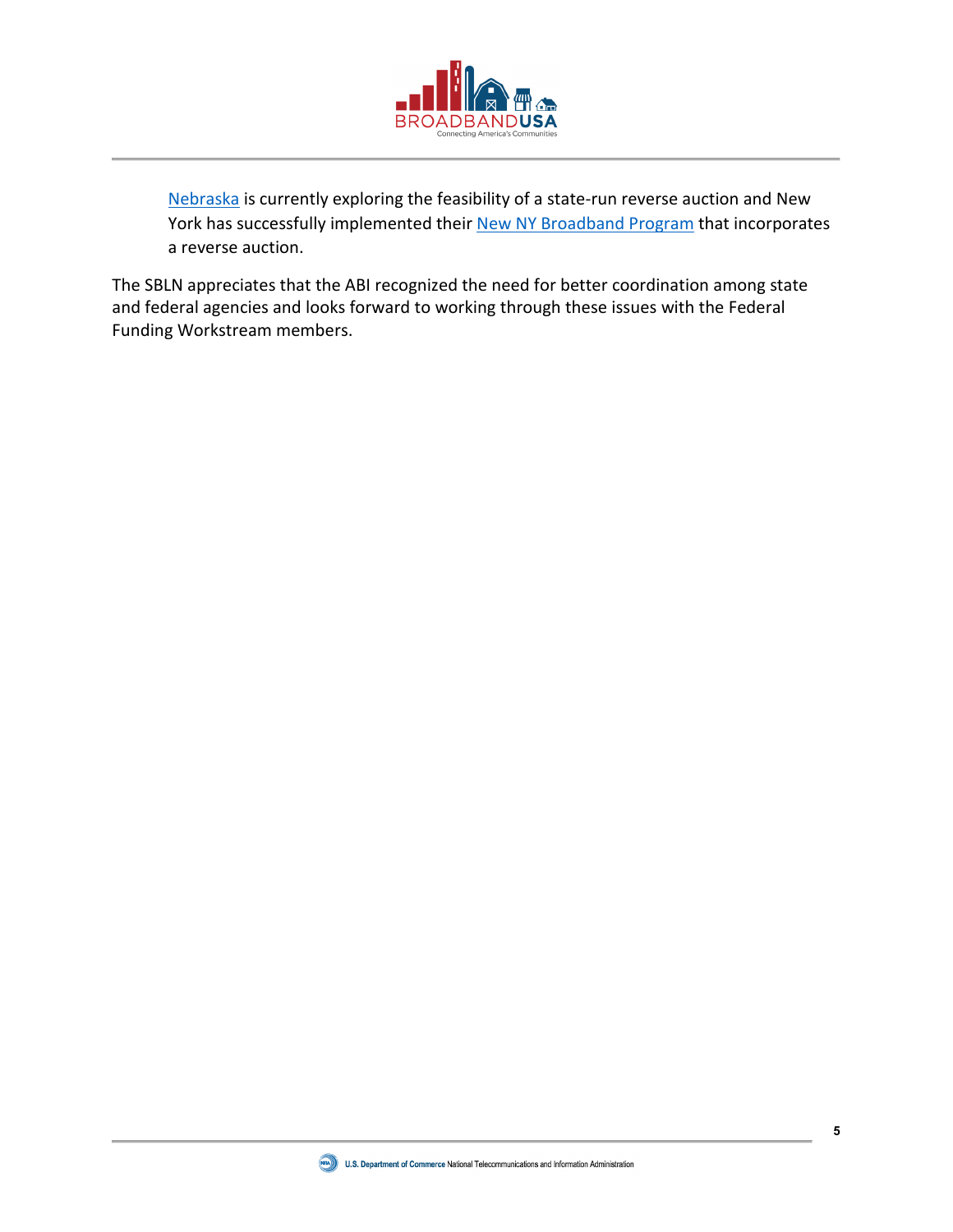Nebraska is currently exploring the feasibility of a state-run reverse auction and New York has successfully implemented their New NY Broadband Program that incorporates a reverse auction.

The SBLN appreciates that the ABI recognized the need for better coordination among state and federal agencies and looks forward to working through these issues with the Federal Funding Workstream members.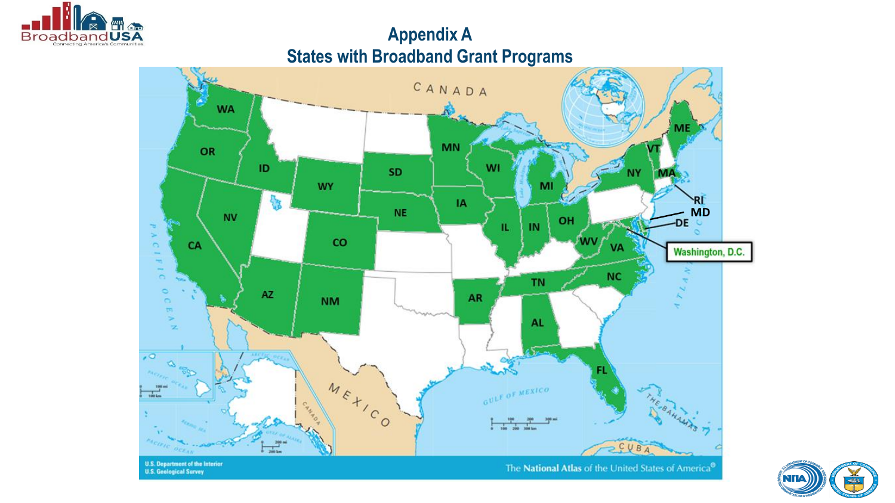# Appendix A
## States with Broadband Grant Programs

WA, OR, ID, WY, SD, MN, WI, MI, NY, VT, ME, MA, RI, MD, DE, Washington, D.C., NE, IA, IL, IN, OH, WV, VA, NV, CA, CO, AZ, NM, AR, TN, NC, AL, FL

CANADA

MEXICO

GULF OF MEXICO

CUBA

THE BAHAMAS

PACIFIC OCEAN

U.S. Department of the Interior
U.S. Geological Survey

The National Atlas of the United States of America®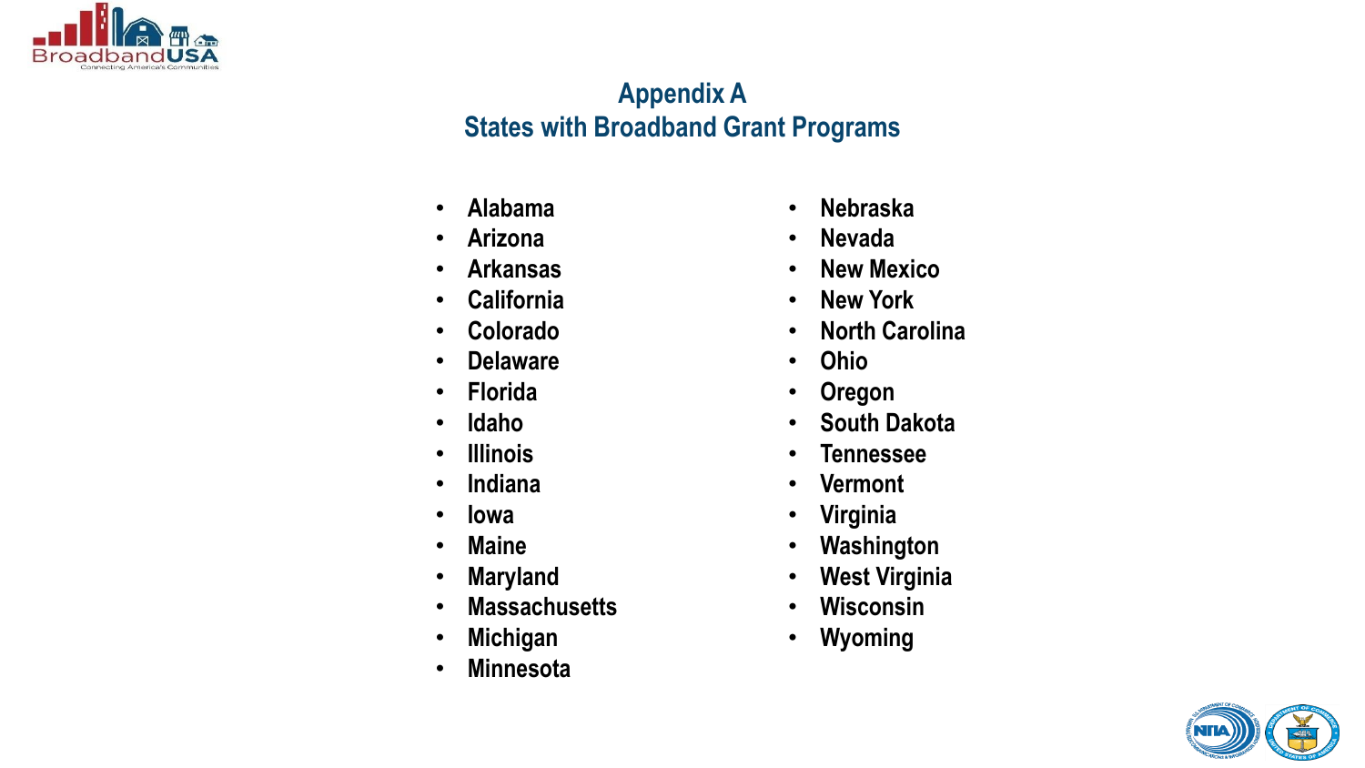## Appendix A
## States with Broadband Grant Programs

- Alabama
- Arizona
- Arkansas
- California
- Colorado
- Delaware
- Florida
- Idaho
- Illinois
- Indiana
- Iowa
- Maine
- Maryland
- Massachusetts
- Michigan
- Minnesota
- Nebraska
- Nevada
- New Mexico
- New York
- North Carolina
- Ohio
- Oregon
- South Dakota
- Tennessee
- Vermont
- Virginia
- Washington
- West Virginia
- Wisconsin
- Wyoming